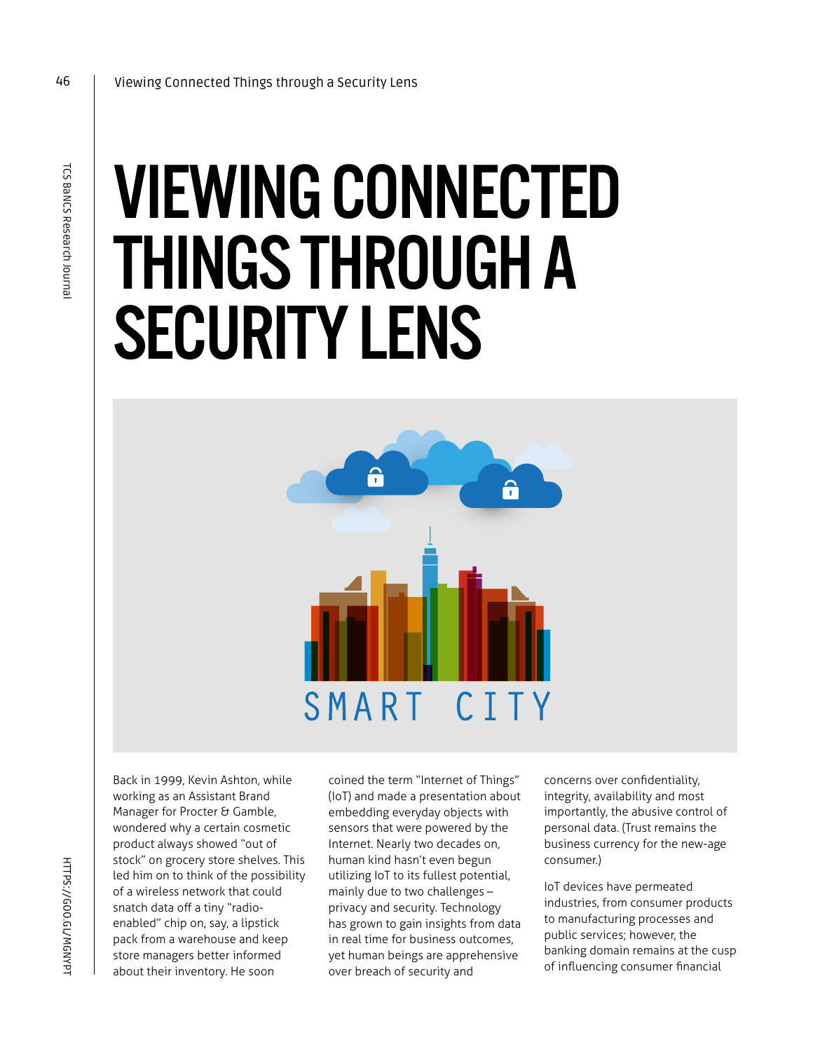# VIEWING CONNECTED THINGS THROUGH A SECURITY LENS

Back in 1999, Kevin Ashton, while working as an Assistant Brand Manager for Procter & Gamble, wondered why a certain cosmetic product always showed "out of stock" on grocery store shelves. This led him on to think of the possibility of a wireless network that could snatch data off a tiny "radio-enabled" chip on, say, a lipstick pack from a warehouse and keep store managers better informed about their inventory. He soon coined the term "Internet of Things" (IoT) and made a presentation about embedding everyday objects with sensors that were powered by the Internet. Nearly two decades on, human kind hasn't even begun utilizing IoT to its fullest potential, mainly due to two challenges – privacy and security. Technology has grown to gain insights from data in real time for business outcomes, yet human beings are apprehensive over breach of security and concerns over confidentiality, integrity, availability and most importantly, the abusive control of personal data. (Trust remains the business currency for the new-age consumer.)

IoT devices have permeated industries, from consumer products to manufacturing processes and public services; however, the banking domain remains at the cusp of influencing consumer financial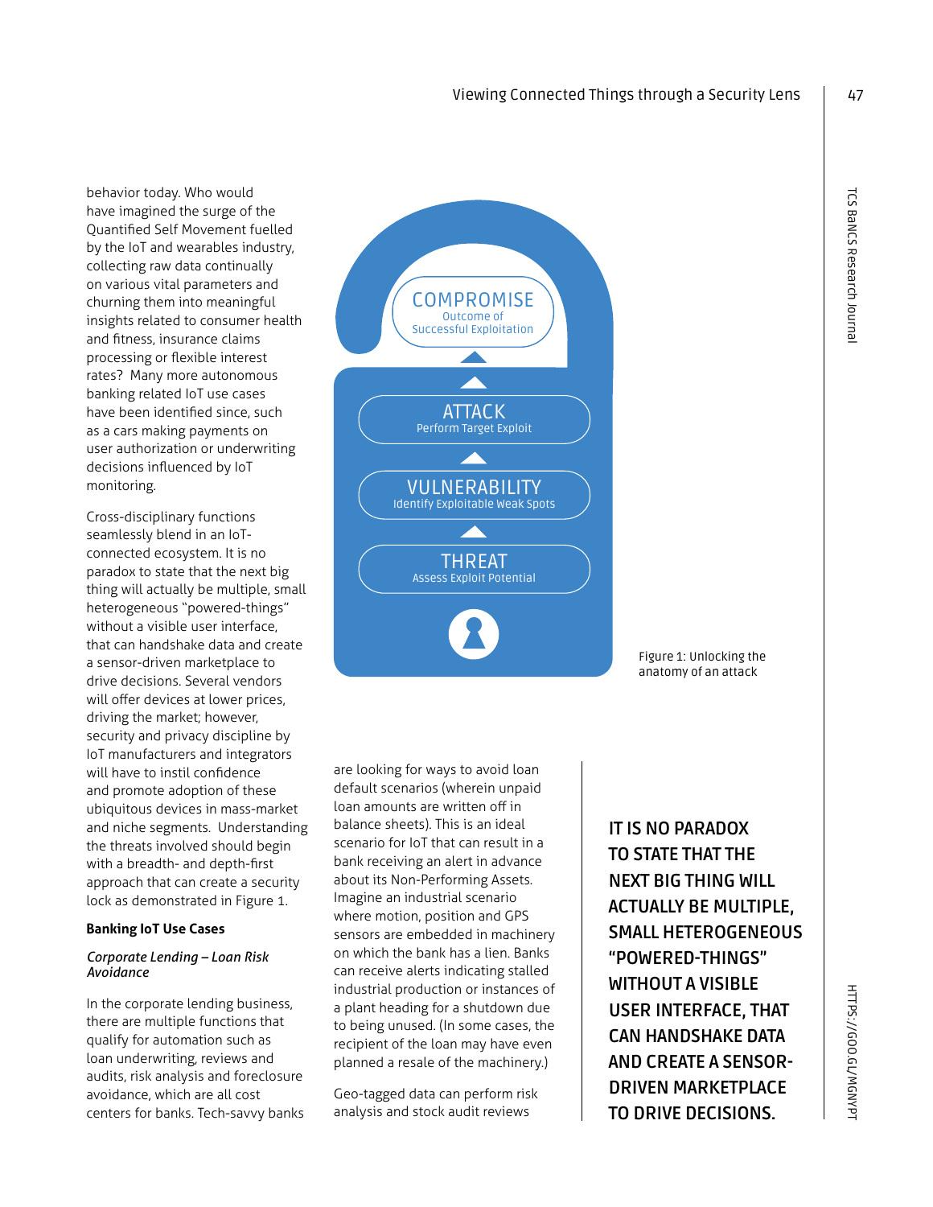behavior today. Who would have imagined the surge of the Quantified Self Movement fuelled by the IoT and wearables industry, collecting raw data continually on various vital parameters and churning them into meaningful insights related to consumer health and fitness, insurance claims processing or flexible interest rates? Many more autonomous banking related IoT use cases have been identified since, such as a cars making payments on user authorization or underwriting decisions influenced by IoT monitoring.

Cross-disciplinary functions seamlessly blend in an IoT-connected ecosystem. It is no paradox to state that the next big thing will actually be multiple, small heterogeneous "powered-things" without a visible user interface, that can handshake data and create a sensor-driven marketplace to drive decisions. Several vendors will offer devices at lower prices, driving the market; however, security and privacy discipline by IoT manufacturers and integrators will have to instil confidence and promote adoption of these ubiquitous devices in mass-market and niche segments. Understanding the threats involved should begin with a breadth- and depth-first approach that can create a security lock as demonstrated in Figure 1.

COMPROMISE
Outcome of Successful Exploitation

ATTACK
Perform Target Exploit

VULNERABILITY
Identify Exploitable Weak Spots

THREAT
Assess Exploit Potential

Figure 1: Unlocking the anatomy of an attack

### Banking IoT Use Cases

*Corporate Lending – Loan Risk Avoidance*

In the corporate lending business, there are multiple functions that qualify for automation such as loan underwriting, reviews and audits, risk analysis and foreclosure avoidance, which are all cost centers for banks. Tech-savvy banks are looking for ways to avoid loan default scenarios (wherein unpaid loan amounts are written off in balance sheets). This is an ideal scenario for IoT that can result in a bank receiving an alert in advance about its Non-Performing Assets. Imagine an industrial scenario where motion, position and GPS sensors are embedded in machinery on which the bank has a lien. Banks can receive alerts indicating stalled industrial production or instances of a plant heading for a shutdown due to being unused. (In some cases, the recipient of the loan may have even planned a resale of the machinery.)

Geo-tagged data can perform risk analysis and stock audit reviews

**IT IS NO PARADOX TO STATE THAT THE NEXT BIG THING WILL ACTUALLY BE MULTIPLE, SMALL HETEROGENEOUS "POWERED-THINGS" WITHOUT A VISIBLE USER INTERFACE, THAT CAN HANDSHAKE DATA AND CREATE A SENSOR-DRIVEN MARKETPLACE TO DRIVE DECISIONS.**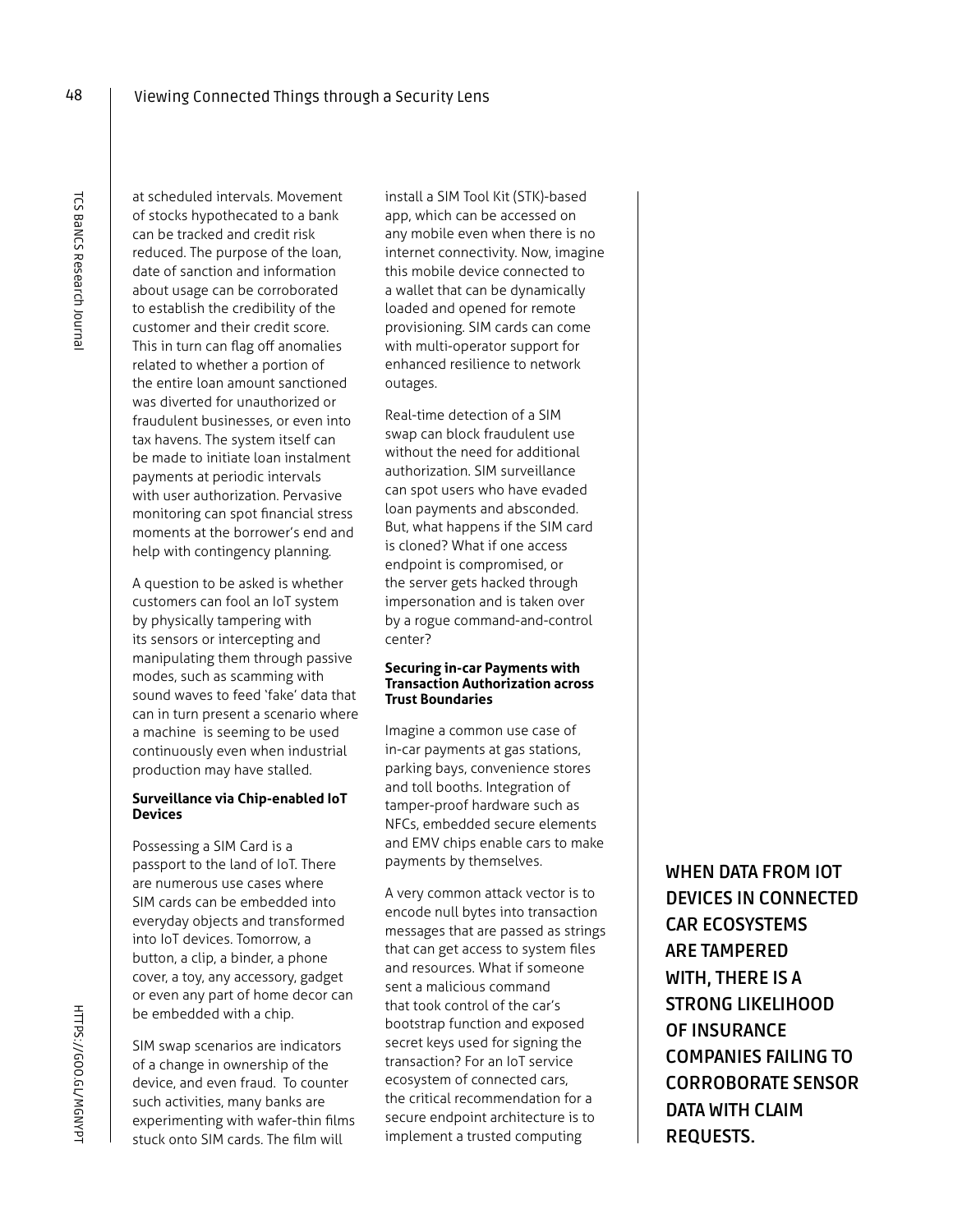at scheduled intervals. Movement of stocks hypothecated to a bank can be tracked and credit risk reduced. The purpose of the loan, date of sanction and information about usage can be corroborated to establish the credibility of the customer and their credit score. This in turn can flag off anomalies related to whether a portion of the entire loan amount sanctioned was diverted for unauthorized or fraudulent businesses, or even into tax havens. The system itself can be made to initiate loan instalment payments at periodic intervals with user authorization. Pervasive monitoring can spot financial stress moments at the borrower's end and help with contingency planning.

A question to be asked is whether customers can fool an IoT system by physically tampering with its sensors or intercepting and manipulating them through passive modes, such as scamming with sound waves to feed 'fake' data that can in turn present a scenario where a machine is seeming to be used continuously even when industrial production may have stalled.

**Surveillance via Chip-enabled IoT Devices**

Possessing a SIM Card is a passport to the land of IoT. There are numerous use cases where SIM cards can be embedded into everyday objects and transformed into IoT devices. Tomorrow, a button, a clip, a binder, a phone cover, a toy, any accessory, gadget or even any part of home decor can be embedded with a chip.

SIM swap scenarios are indicators of a change in ownership of the device, and even fraud. To counter such activities, many banks are experimenting with wafer-thin films stuck onto SIM cards. The film will install a SIM Tool Kit (STK)-based app, which can be accessed on any mobile even when there is no internet connectivity. Now, imagine this mobile device connected to a wallet that can be dynamically loaded and opened for remote provisioning. SIM cards can come with multi-operator support for enhanced resilience to network outages.

Real-time detection of a SIM swap can block fraudulent use without the need for additional authorization. SIM surveillance can spot users who have evaded loan payments and absconded. But, what happens if the SIM card is cloned? What if one access endpoint is compromised, or the server gets hacked through impersonation and is taken over by a rogue command-and-control center?

**Securing in-car Payments with Transaction Authorization across Trust Boundaries**

Imagine a common use case of in-car payments at gas stations, parking bays, convenience stores and toll booths. Integration of tamper-proof hardware such as NFCs, embedded secure elements and EMV chips enable cars to make payments by themselves.

A very common attack vector is to encode null bytes into transaction messages that are passed as strings that can get access to system files and resources. What if someone sent a malicious command that took control of the car's bootstrap function and exposed secret keys used for signing the transaction? For an IoT service ecosystem of connected cars, the critical recommendation for a secure endpoint architecture is to implement a trusted computing

WHEN DATA FROM IOT DEVICES IN CONNECTED CAR ECOSYSTEMS ARE TAMPERED WITH, THERE IS A STRONG LIKELIHOOD OF INSURANCE COMPANIES FAILING TO CORROBORATE SENSOR DATA WITH CLAIM REQUESTS.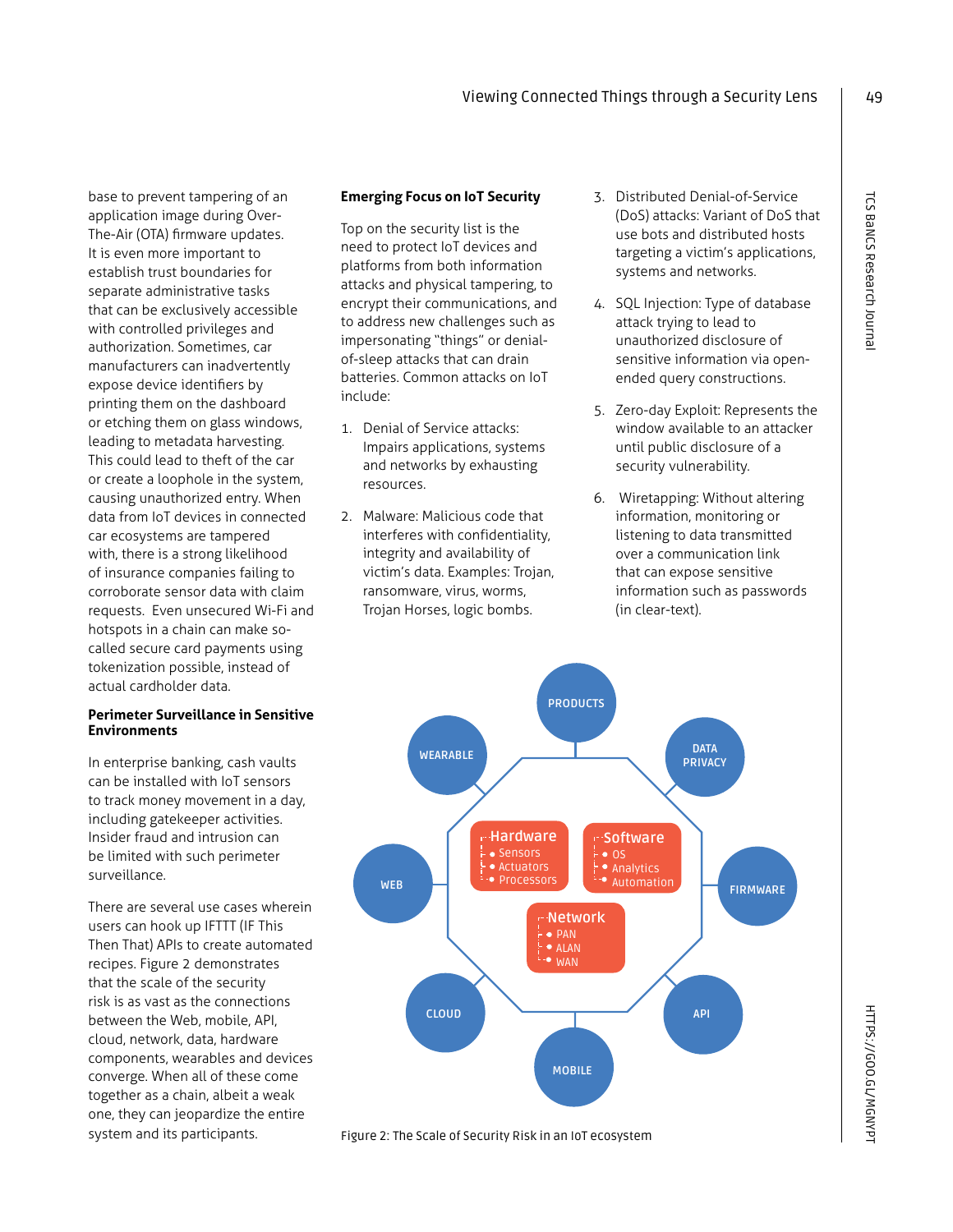base to prevent tampering of an application image during Over-The-Air (OTA) firmware updates. It is even more important to establish trust boundaries for separate administrative tasks that can be exclusively accessible with controlled privileges and authorization. Sometimes, car manufacturers can inadvertently expose device identifiers by printing them on the dashboard or etching them on glass windows, leading to metadata harvesting. This could lead to theft of the car or create a loophole in the system, causing unauthorized entry. When data from IoT devices in connected car ecosystems are tampered with, there is a strong likelihood of insurance companies failing to corroborate sensor data with claim requests. Even unsecured Wi-Fi and hotspots in a chain can make so-called secure card payments using tokenization possible, instead of actual cardholder data.

**Perimeter Surveillance in Sensitive Environments**

In enterprise banking, cash vaults can be installed with IoT sensors to track money movement in a day, including gatekeeper activities. Insider fraud and intrusion can be limited with such perimeter surveillance.

There are several use cases wherein users can hook up IFTTT (IF This Then That) APIs to create automated recipes. Figure 2 demonstrates that the scale of the security risk is as vast as the connections between the Web, mobile, API, cloud, network, data, hardware components, wearables and devices converge. When all of these come together as a chain, albeit a weak one, they can jeopardize the entire system and its participants.

**Emerging Focus on IoT Security**

Top on the security list is the need to protect IoT devices and platforms from both information attacks and physical tampering, to encrypt their communications, and to address new challenges such as impersonating "things" or denial-of-sleep attacks that can drain batteries. Common attacks on IoT include:

1. Denial of Service attacks: Impairs applications, systems and networks by exhausting resources.
2. Malware: Malicious code that interferes with confidentiality, integrity and availability of victim's data. Examples: Trojan, ransomware, virus, worms, Trojan Horses, logic bombs.
3. Distributed Denial-of-Service (DoS) attacks: Variant of DoS that use bots and distributed hosts targeting a victim's applications, systems and networks.
4. SQL Injection: Type of database attack trying to lead to unauthorized disclosure of sensitive information via open-ended query constructions.
5. Zero-day Exploit: Represents the window available to an attacker until public disclosure of a security vulnerability.
6. Wiretapping: Without altering information, monitoring or listening to data transmitted over a communication link that can expose sensitive information such as passwords (in clear-text).

Figure 2: The Scale of Security Risk in an IoT ecosystem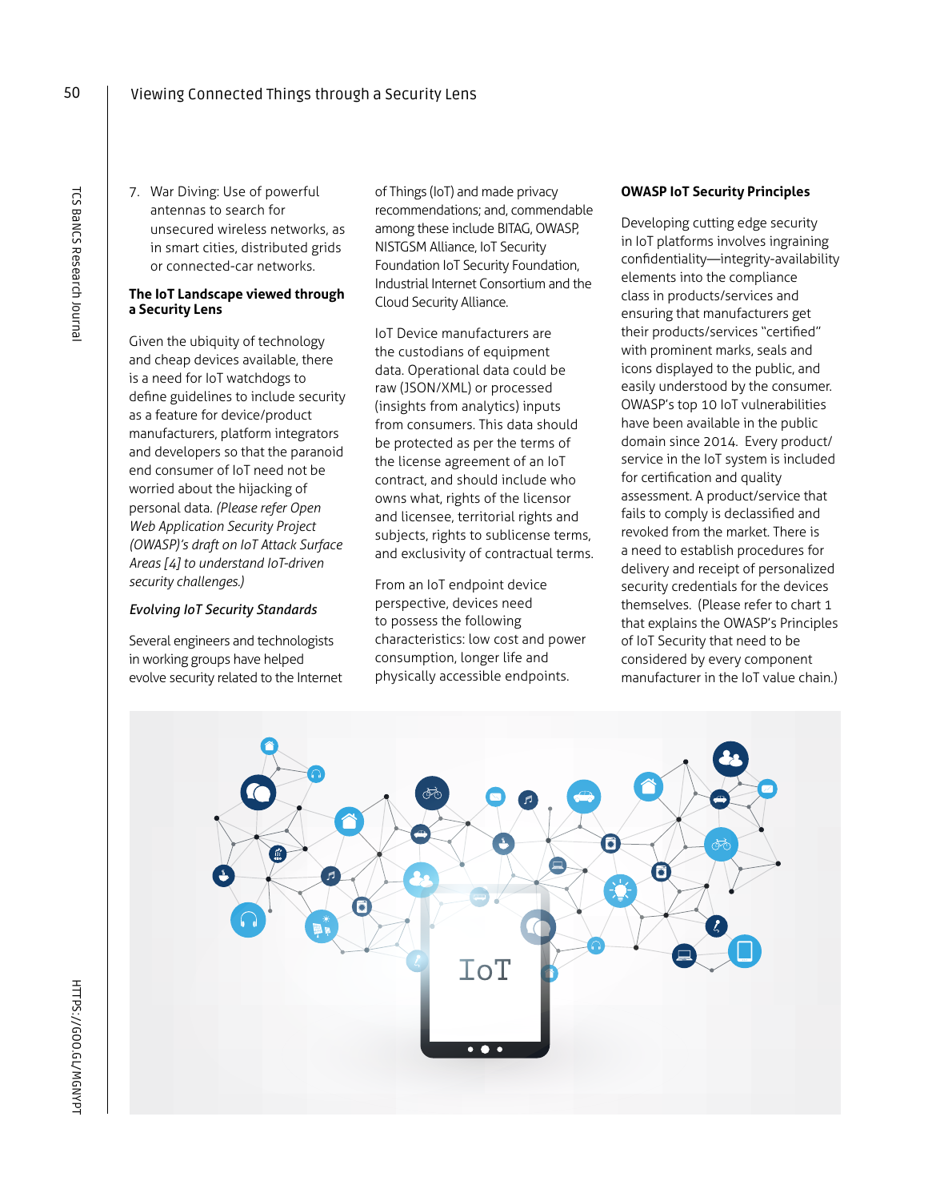7. War Diving: Use of powerful antennas to search for unsecured wireless networks, as in smart cities, distributed grids or connected-car networks.

### The IoT Landscape viewed through a Security Lens

Given the ubiquity of technology and cheap devices available, there is a need for IoT watchdogs to define guidelines to include security as a feature for device/product manufacturers, platform integrators and developers so that the paranoid end consumer of IoT need not be worried about the hijacking of personal data. *(Please refer Open Web Application Security Project (OWASP)'s draft on IoT Attack Surface Areas [4] to understand IoT-driven security challenges.)*

#### *Evolving IoT Security Standards*

Several engineers and technologists in working groups have helped evolve security related to the Internet of Things (IoT) and made privacy recommendations; and, commendable among these include BITAG, OWASP, NISTGSM Alliance, IoT Security Foundation IoT Security Foundation, Industrial Internet Consortium and the Cloud Security Alliance.

IoT Device manufacturers are the custodians of equipment data. Operational data could be raw (JSON/XML) or processed (insights from analytics) inputs from consumers. This data should be protected as per the terms of the license agreement of an IoT contract, and should include who owns what, rights of the licensor and licensee, territorial rights and subjects, rights to sublicense terms, and exclusivity of contractual terms.

From an IoT endpoint device perspective, devices need to possess the following characteristics: low cost and power consumption, longer life and physically accessible endpoints.

### OWASP IoT Security Principles

Developing cutting edge security in IoT platforms involves ingraining confidentiality—integrity-availability elements into the compliance class in products/services and ensuring that manufacturers get their products/services "certified" with prominent marks, seals and icons displayed to the public, and easily understood by the consumer. OWASP's top 10 IoT vulnerabilities have been available in the public domain since 2014. Every product/service in the IoT system is included for certification and quality assessment. A product/service that fails to comply is declassified and revoked from the market. There is a need to establish procedures for delivery and receipt of personalized security credentials for the devices themselves. (Please refer to chart 1 that explains the OWASP's Principles of IoT Security that need to be considered by every component manufacturer in the IoT value chain.)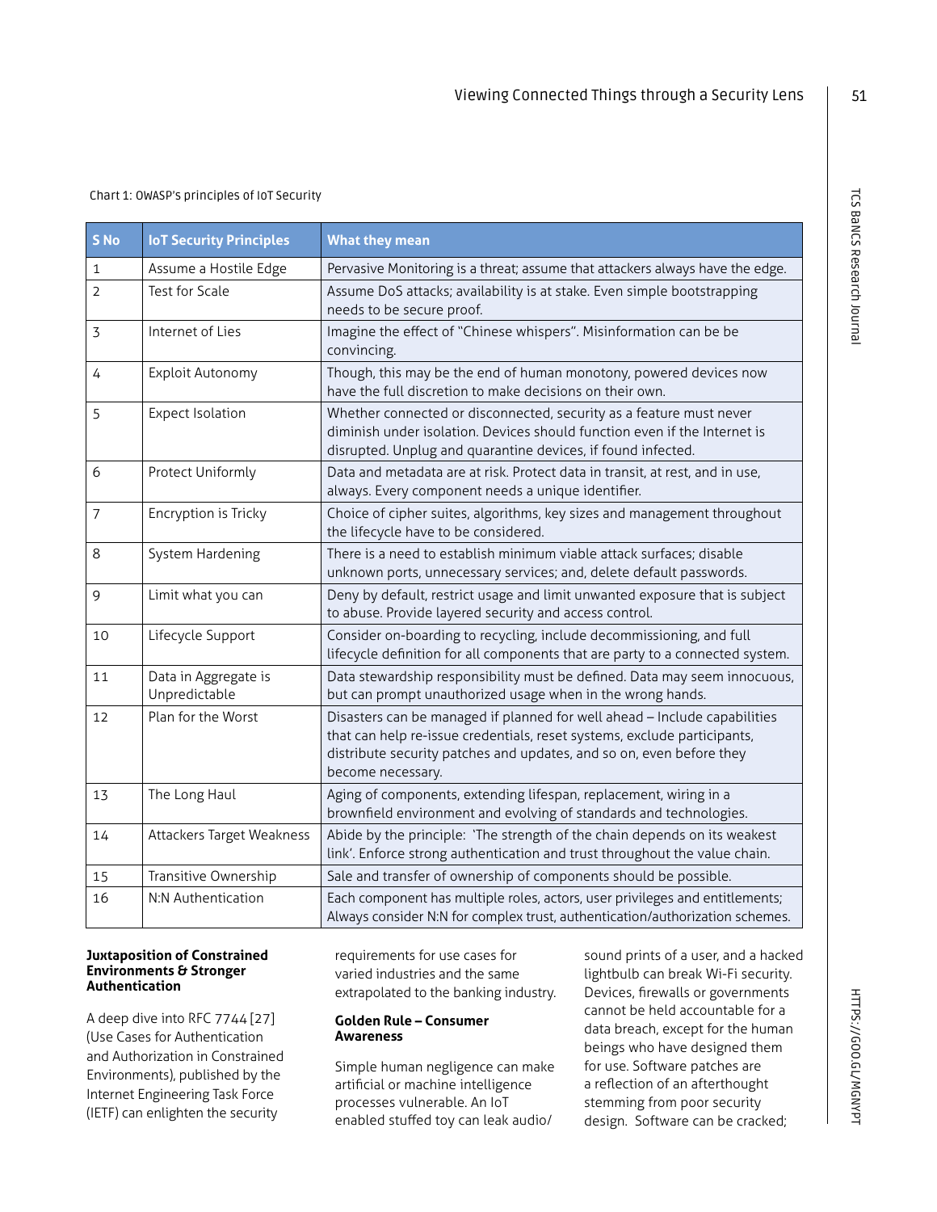Chart 1: OWASP's principles of IoT Security

| S No | IoT Security Principles | What they mean |
|---|---|---|
| 1 | Assume a Hostile Edge | Pervasive Monitoring is a threat; assume that attackers always have the edge. |
| 2 | Test for Scale | Assume DoS attacks; availability is at stake. Even simple bootstrapping needs to be secure proof. |
| 3 | Internet of Lies | Imagine the effect of "Chinese whispers". Misinformation can be be convincing. |
| 4 | Exploit Autonomy | Though, this may be the end of human monotony, powered devices now have the full discretion to make decisions on their own. |
| 5 | Expect Isolation | Whether connected or disconnected, security as a feature must never diminish under isolation. Devices should function even if the Internet is disrupted. Unplug and quarantine devices, if found infected. |
| 6 | Protect Uniformly | Data and metadata are at risk. Protect data in transit, at rest, and in use, always. Every component needs a unique identifier. |
| 7 | Encryption is Tricky | Choice of cipher suites, algorithms, key sizes and management throughout the lifecycle have to be considered. |
| 8 | System Hardening | There is a need to establish minimum viable attack surfaces; disable unknown ports, unnecessary services; and, delete default passwords. |
| 9 | Limit what you can | Deny by default, restrict usage and limit unwanted exposure that is subject to abuse. Provide layered security and access control. |
| 10 | Lifecycle Support | Consider on-boarding to recycling, include decommissioning, and full lifecycle definition for all components that are party to a connected system. |
| 11 | Data in Aggregate is Unpredictable | Data stewardship responsibility must be defined. Data may seem innocuous, but can prompt unauthorized usage when in the wrong hands. |
| 12 | Plan for the Worst | Disasters can be managed if planned for well ahead – Include capabilities that can help re-issue credentials, reset systems, exclude participants, distribute security patches and updates, and so on, even before they become necessary. |
| 13 | The Long Haul | Aging of components, extending lifespan, replacement, wiring in a brownfield environment and evolving of standards and technologies. |
| 14 | Attackers Target Weakness | Abide by the principle: 'The strength of the chain depends on its weakest link'. Enforce strong authentication and trust throughout the value chain. |
| 15 | Transitive Ownership | Sale and transfer of ownership of components should be possible. |
| 16 | N:N Authentication | Each component has multiple roles, actors, user privileges and entitlements; Always consider N:N for complex trust, authentication/authorization schemes. |

**Juxtaposition of Constrained Environments & Stronger Authentication**

A deep dive into RFC 7744 [27] (Use Cases for Authentication and Authorization in Constrained Environments), published by the Internet Engineering Task Force (IETF) can enlighten the security requirements for use cases for varied industries and the same extrapolated to the banking industry.

**Golden Rule – Consumer Awareness**

Simple human negligence can make artificial or machine intelligence processes vulnerable. An IoT enabled stuffed toy can leak audio/sound prints of a user, and a hacked lightbulb can break Wi-Fi security. Devices, firewalls or governments cannot be held accountable for a data breach, except for the human beings who have designed them for use. Software patches are a reflection of an afterthought stemming from poor security design. Software can be cracked;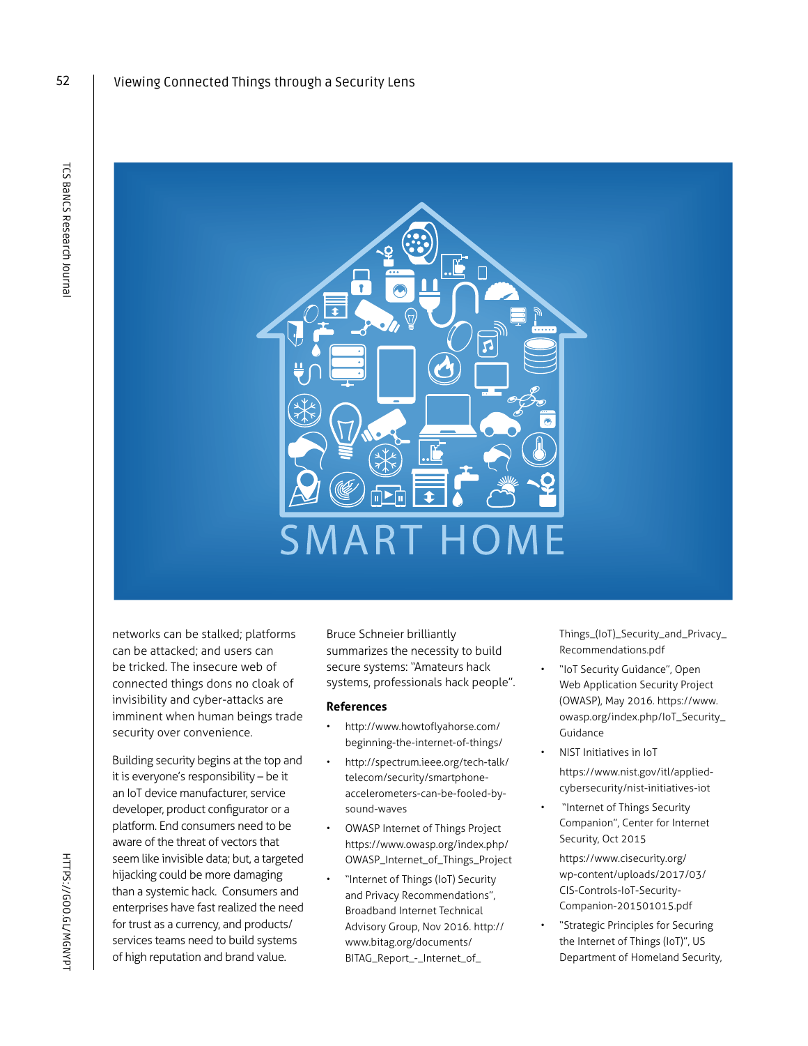networks can be stalked; platforms can be attacked; and users can be tricked. The insecure web of connected things dons no cloak of invisibility and cyber-attacks are imminent when human beings trade security over convenience.

Building security begins at the top and it is everyone's responsibility – be it an IoT device manufacturer, service developer, product configurator or a platform. End consumers need to be aware of the threat of vectors that seem like invisible data; but, a targeted hijacking could be more damaging than a systemic hack. Consumers and enterprises have fast realized the need for trust as a currency, and products/services teams need to build systems of high reputation and brand value.

Bruce Schneier brilliantly summarizes the necessity to build secure systems: "Amateurs hack systems, professionals hack people".

## References

- http://www.howtoflyahorse.com/beginning-the-internet-of-things/
- http://spectrum.ieee.org/tech-talk/telecom/security/smartphone-accelerometers-can-be-fooled-by-sound-waves
- OWASP Internet of Things Project https://www.owasp.org/index.php/OWASP_Internet_of_Things_Project
- "Internet of Things (IoT) Security and Privacy Recommendations", Broadband Internet Technical Advisory Group, Nov 2016. http://www.bitag.org/documents/BITAG_Report_-_Internet_of_Things_(IoT)_Security_and_Privacy_Recommendations.pdf
- "IoT Security Guidance", Open Web Application Security Project (OWASP), May 2016. https://www.owasp.org/index.php/IoT_Security_Guidance
- NIST Initiatives in IoT

  https://www.nist.gov/itl/applied-cybersecurity/nist-initiatives-iot
- "Internet of Things Security Companion", Center for Internet Security, Oct 2015

  https://www.cisecurity.org/wp-content/uploads/2017/03/CIS-Controls-IoT-Security-Companion-201501015.pdf
- "Strategic Principles for Securing the Internet of Things (IoT)", US Department of Homeland Security,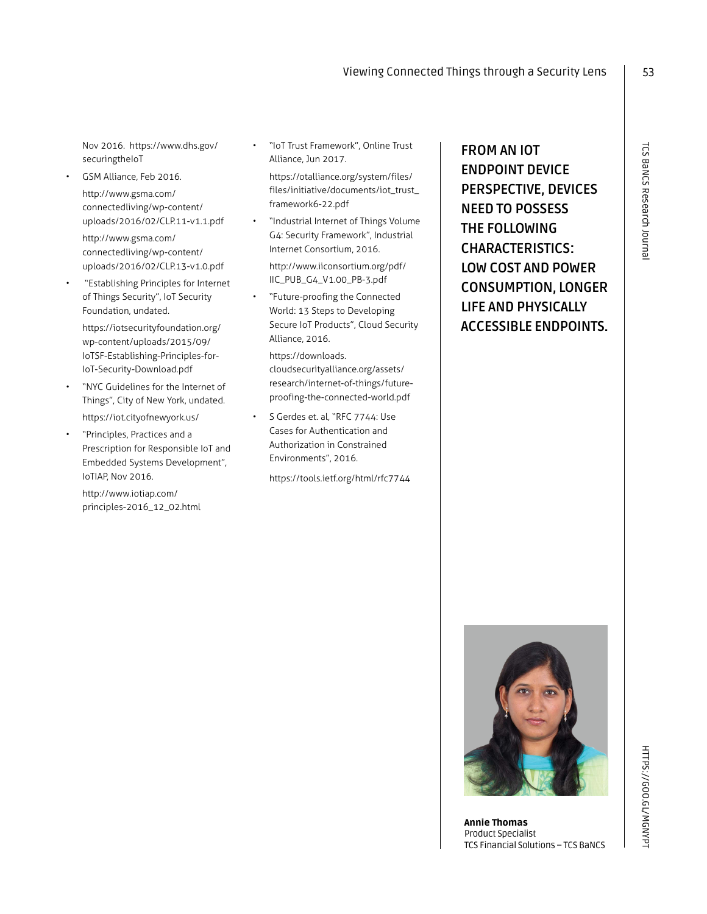Nov 2016. https://www.dhs.gov/securingtheIoT

- GSM Alliance, Feb 2016.

  http://www.gsma.com/connectedliving/wp-content/uploads/2016/02/CLP.11-v1.1.pdf

  http://www.gsma.com/connectedliving/wp-content/uploads/2016/02/CLP.13-v1.0.pdf

- "Establishing Principles for Internet of Things Security", IoT Security Foundation, undated.

  https://iotsecurityfoundation.org/wp-content/uploads/2015/09/IoTSF-Establishing-Principles-for-IoT-Security-Download.pdf

- "NYC Guidelines for the Internet of Things", City of New York, undated.

  https://iot.cityofnewyork.us/

- "Principles, Practices and a Prescription for Responsible IoT and Embedded Systems Development", IoTIAP, Nov 2016.

  http://www.iotiap.com/principles-2016_12_02.html

- "IoT Trust Framework", Online Trust Alliance, Jun 2017.

  https://otalliance.org/system/files/files/initiative/documents/iot_trust_framework6-22.pdf

- "Industrial Internet of Things Volume G4: Security Framework", Industrial Internet Consortium, 2016.

  http://www.iiconsortium.org/pdf/IIC_PUB_G4_V1.00_PB-3.pdf

- "Future-proofing the Connected World: 13 Steps to Developing Secure IoT Products", Cloud Security Alliance, 2016.

  https://downloads.cloudsecurityalliance.org/assets/research/internet-of-things/future-proofing-the-connected-world.pdf

- S Gerdes et. al, "RFC 7744: Use Cases for Authentication and Authorization in Constrained Environments", 2016.

  https://tools.ietf.org/html/rfc7744

**FROM AN IOT ENDPOINT DEVICE PERSPECTIVE, DEVICES NEED TO POSSESS THE FOLLOWING CHARACTERISTICS: LOW COST AND POWER CONSUMPTION, LONGER LIFE AND PHYSICALLY ACCESSIBLE ENDPOINTS.**

**Annie Thomas**
Product Specialist
TCS Financial Solutions – TCS BaNCS

HTTPS://GOO.GL/MGNYPT